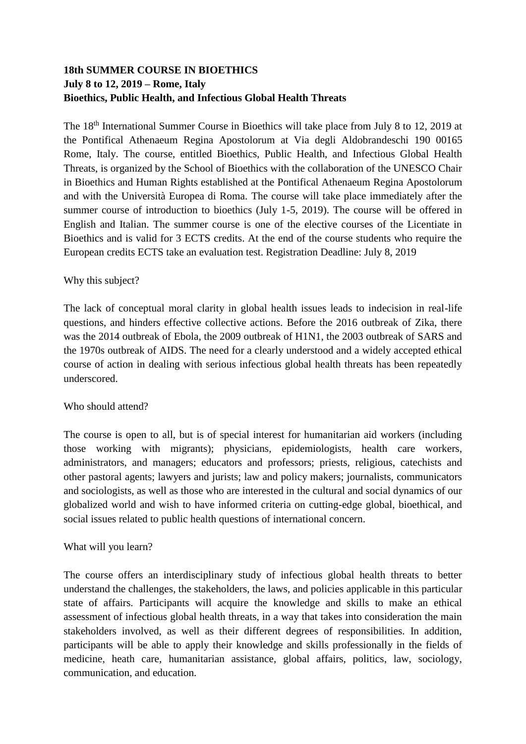**18th SUMMER COURSE IN BIOETHICS**
**July 8 to 12, 2019 – Rome, Italy**
**Bioethics, Public Health, and Infectious Global Health Threats**

The 18th International Summer Course in Bioethics will take place from July 8 to 12, 2019 at the Pontifical Athenaeum Regina Apostolorum at Via degli Aldobrandeschi 190 00165 Rome, Italy. The course, entitled Bioethics, Public Health, and Infectious Global Health Threats, is organized by the School of Bioethics with the collaboration of the UNESCO Chair in Bioethics and Human Rights established at the Pontifical Athenaeum Regina Apostolorum and with the Università Europea di Roma. The course will take place immediately after the summer course of introduction to bioethics (July 1-5, 2019). The course will be offered in English and Italian. The summer course is one of the elective courses of the Licentiate in Bioethics and is valid for 3 ECTS credits. At the end of the course students who require the European credits ECTS take an evaluation test. Registration Deadline: July 8, 2019

Why this subject?

The lack of conceptual moral clarity in global health issues leads to indecision in real-life questions, and hinders effective collective actions. Before the 2016 outbreak of Zika, there was the 2014 outbreak of Ebola, the 2009 outbreak of H1N1, the 2003 outbreak of SARS and the 1970s outbreak of AIDS. The need for a clearly understood and a widely accepted ethical course of action in dealing with serious infectious global health threats has been repeatedly underscored.

Who should attend?

The course is open to all, but is of special interest for humanitarian aid workers (including those working with migrants); physicians, epidemiologists, health care workers, administrators, and managers; educators and professors; priests, religious, catechists and other pastoral agents; lawyers and jurists; law and policy makers; journalists, communicators and sociologists, as well as those who are interested in the cultural and social dynamics of our globalized world and wish to have informed criteria on cutting-edge global, bioethical, and social issues related to public health questions of international concern.

What will you learn?

The course offers an interdisciplinary study of infectious global health threats to better understand the challenges, the stakeholders, the laws, and policies applicable in this particular state of affairs. Participants will acquire the knowledge and skills to make an ethical assessment of infectious global health threats, in a way that takes into consideration the main stakeholders involved, as well as their different degrees of responsibilities. In addition, participants will be able to apply their knowledge and skills professionally in the fields of medicine, heath care, humanitarian assistance, global affairs, politics, law, sociology, communication, and education.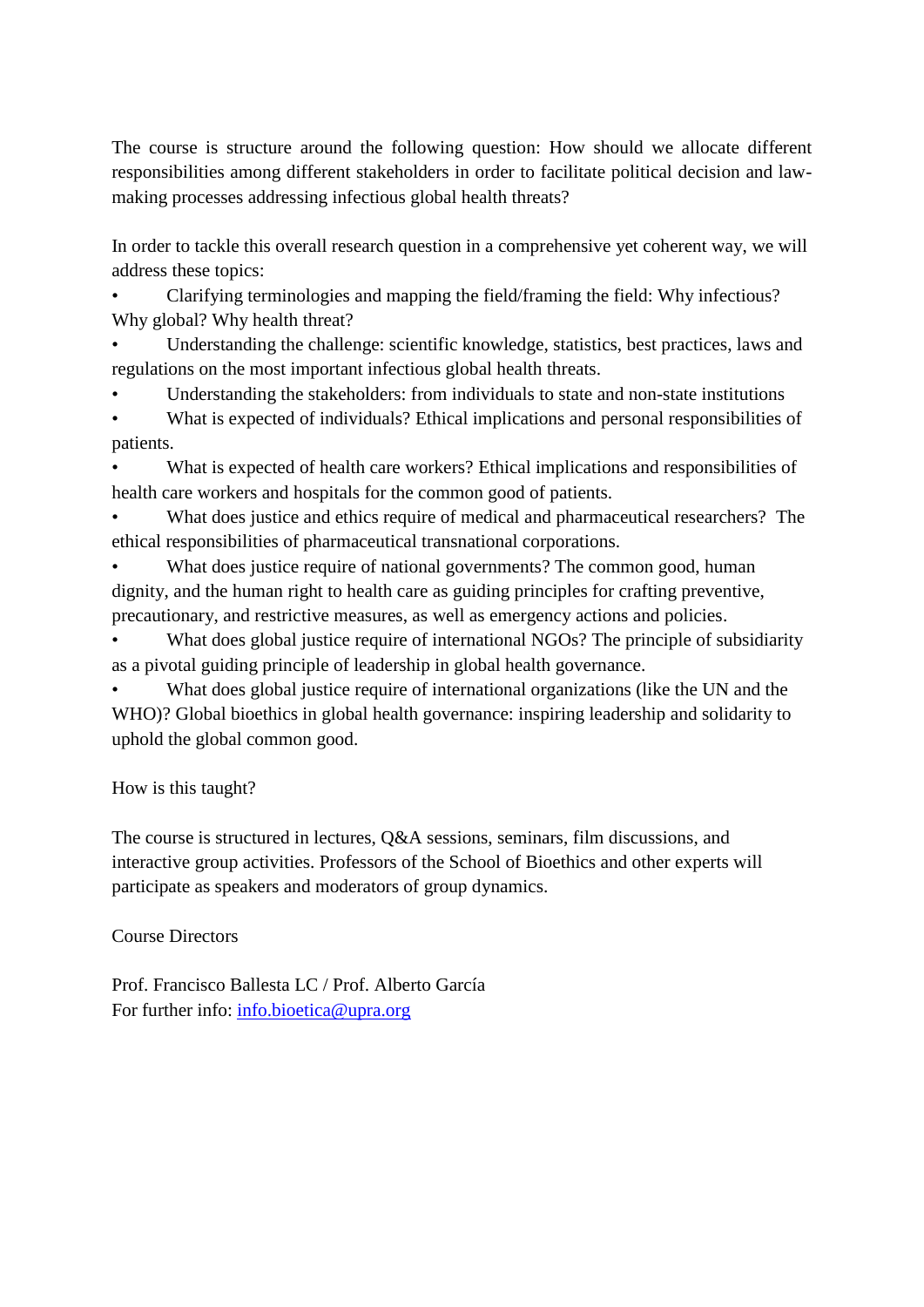The course is structure around the following question: How should we allocate different responsibilities among different stakeholders in order to facilitate political decision and law-making processes addressing infectious global health threats?

In order to tackle this overall research question in a comprehensive yet coherent way, we will address these topics:

- Clarifying terminologies and mapping the field/framing the field: Why infectious? Why global? Why health threat?
- Understanding the challenge: scientific knowledge, statistics, best practices, laws and regulations on the most important infectious global health threats.
- Understanding the stakeholders: from individuals to state and non-state institutions
- What is expected of individuals? Ethical implications and personal responsibilities of patients.
- What is expected of health care workers? Ethical implications and responsibilities of health care workers and hospitals for the common good of patients.
- What does justice and ethics require of medical and pharmaceutical researchers? The ethical responsibilities of pharmaceutical transnational corporations.
- What does justice require of national governments? The common good, human dignity, and the human right to health care as guiding principles for crafting preventive, precautionary, and restrictive measures, as well as emergency actions and policies.
- What does global justice require of international NGOs? The principle of subsidiarity as a pivotal guiding principle of leadership in global health governance.
- What does global justice require of international organizations (like the UN and the WHO)? Global bioethics in global health governance: inspiring leadership and solidarity to uphold the global common good.

How is this taught?

The course is structured in lectures, Q&A sessions, seminars, film discussions, and interactive group activities. Professors of the School of Bioethics and other experts will participate as speakers and moderators of group dynamics.

Course Directors

Prof. Francisco Ballesta LC / Prof. Alberto García
For further info: info.bioetica@upra.org